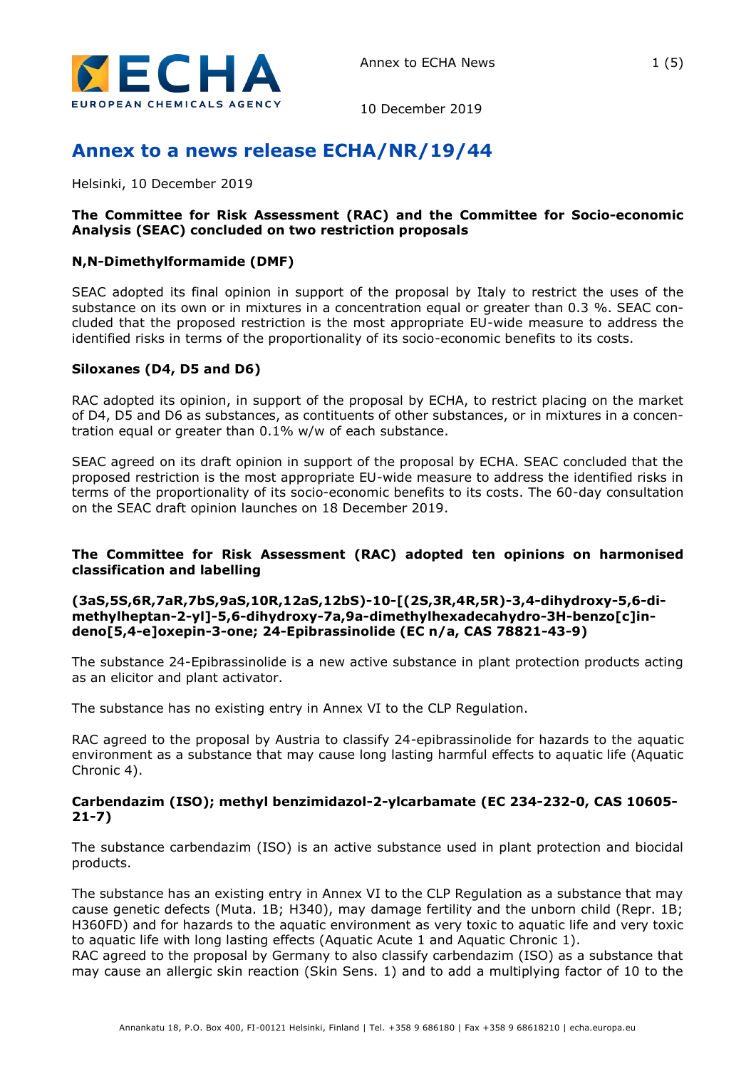# Annex to a news release ECHA/NR/19/44

Helsinki, 10 December 2019

**The Committee for Risk Assessment (RAC) and the Committee for Socio-economic Analysis (SEAC) concluded on two restriction proposals**

**N,N-Dimethylformamide (DMF)**

SEAC adopted its final opinion in support of the proposal by Italy to restrict the uses of the substance on its own or in mixtures in a concentration equal or greater than 0.3 %. SEAC concluded that the proposed restriction is the most appropriate EU-wide measure to address the identified risks in terms of the proportionality of its socio-economic benefits to its costs.

**Siloxanes (D4, D5 and D6)**

RAC adopted its opinion, in support of the proposal by ECHA, to restrict placing on the market of D4, D5 and D6 as substances, as contituents of other substances, or in mixtures in a concentration equal or greater than 0.1% w/w of each substance.

SEAC agreed on its draft opinion in support of the proposal by ECHA. SEAC concluded that the proposed restriction is the most appropriate EU-wide measure to address the identified risks in terms of the proportionality of its socio-economic benefits to its costs. The 60-day consultation on the SEAC draft opinion launches on 18 December 2019.

**The Committee for Risk Assessment (RAC) adopted ten opinions on harmonised classification and labelling**

**(3aS,5S,6R,7aR,7bS,9aS,10R,12aS,12bS)-10-[(2S,3R,4R,5R)-3,4-dihydroxy-5,6-dimethylheptan-2-yl]-5,6-dihydroxy-7a,9a-dimethylhexadecahydro-3H-benzo[c]indeno[5,4-e]oxepin-3-one; 24-Epibrassinolide (EC n/a, CAS 78821-43-9)**

The substance 24-Epibrassinolide is a new active substance in plant protection products acting as an elicitor and plant activator.

The substance has no existing entry in Annex VI to the CLP Regulation.

RAC agreed to the proposal by Austria to classify 24-epibrassinolide for hazards to the aquatic environment as a substance that may cause long lasting harmful effects to aquatic life (Aquatic Chronic 4).

**Carbendazim (ISO); methyl benzimidazol-2-ylcarbamate (EC 234-232-0, CAS 10605-21-7)**

The substance carbendazim (ISO) is an active substance used in plant protection and biocidal products.

The substance has an existing entry in Annex VI to the CLP Regulation as a substance that may cause genetic defects (Muta. 1B; H340), may damage fertility and the unborn child (Repr. 1B; H360FD) and for hazards to the aquatic environment as very toxic to aquatic life and very toxic to aquatic life with long lasting effects (Aquatic Acute 1 and Aquatic Chronic 1).
RAC agreed to the proposal by Germany to also classify carbendazim (ISO) as a substance that may cause an allergic skin reaction (Skin Sens. 1) and to add a multiplying factor of 10 to the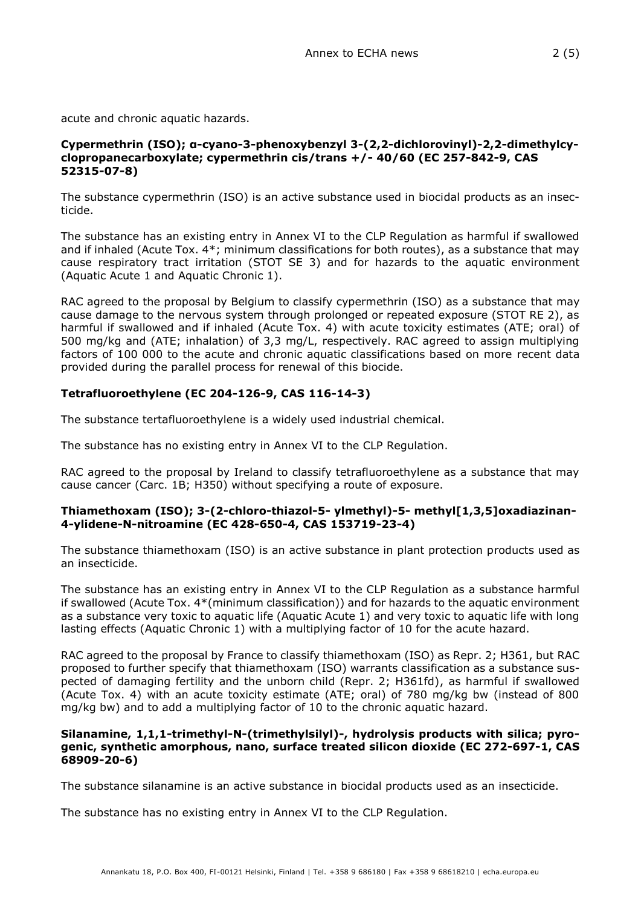acute and chronic aquatic hazards.

**Cypermethrin (ISO); α-cyano-3-phenoxybenzyl 3-(2,2-dichlorovinyl)-2,2-dimethylcyclopropanecarboxylate; cypermethrin cis/trans +/- 40/60 (EC 257-842-9, CAS 52315-07-8)**

The substance cypermethrin (ISO) is an active substance used in biocidal products as an insecticide.

The substance has an existing entry in Annex VI to the CLP Regulation as harmful if swallowed and if inhaled (Acute Tox. 4*; minimum classifications for both routes), as a substance that may cause respiratory tract irritation (STOT SE 3) and for hazards to the aquatic environment (Aquatic Acute 1 and Aquatic Chronic 1).

RAC agreed to the proposal by Belgium to classify cypermethrin (ISO) as a substance that may cause damage to the nervous system through prolonged or repeated exposure (STOT RE 2), as harmful if swallowed and if inhaled (Acute Tox. 4) with acute toxicity estimates (ATE; oral) of 500 mg/kg and (ATE; inhalation) of 3,3 mg/L, respectively. RAC agreed to assign multiplying factors of 100 000 to the acute and chronic aquatic classifications based on more recent data provided during the parallel process for renewal of this biocide.

**Tetrafluoroethylene (EC 204-126-9, CAS 116-14-3)**

The substance tertafluoroethylene is a widely used industrial chemical.

The substance has no existing entry in Annex VI to the CLP Regulation.

RAC agreed to the proposal by Ireland to classify tetrafluoroethylene as a substance that may cause cancer (Carc. 1B; H350) without specifying a route of exposure.

**Thiamethoxam (ISO); 3-(2-chloro-thiazol-5- ylmethyl)-5- methyl[1,3,5]oxadiazinan-4-ylidene-N-nitroamine (EC 428-650-4, CAS 153719-23-4)**

The substance thiamethoxam (ISO) is an active substance in plant protection products used as an insecticide.

The substance has an existing entry in Annex VI to the CLP Regulation as a substance harmful if swallowed (Acute Tox. 4*(minimum classification)) and for hazards to the aquatic environment as a substance very toxic to aquatic life (Aquatic Acute 1) and very toxic to aquatic life with long lasting effects (Aquatic Chronic 1) with a multiplying factor of 10 for the acute hazard.

RAC agreed to the proposal by France to classify thiamethoxam (ISO) as Repr. 2; H361, but RAC proposed to further specify that thiamethoxam (ISO) warrants classification as a substance suspected of damaging fertility and the unborn child (Repr. 2; H361fd), as harmful if swallowed (Acute Tox. 4) with an acute toxicity estimate (ATE; oral) of 780 mg/kg bw (instead of 800 mg/kg bw) and to add a multiplying factor of 10 to the chronic aquatic hazard.

**Silanamine, 1,1,1-trimethyl-N-(trimethylsilyl)-, hydrolysis products with silica; pyrogenic, synthetic amorphous, nano, surface treated silicon dioxide (EC 272-697-1, CAS 68909-20-6)**

The substance silanamine is an active substance in biocidal products used as an insecticide.

The substance has no existing entry in Annex VI to the CLP Regulation.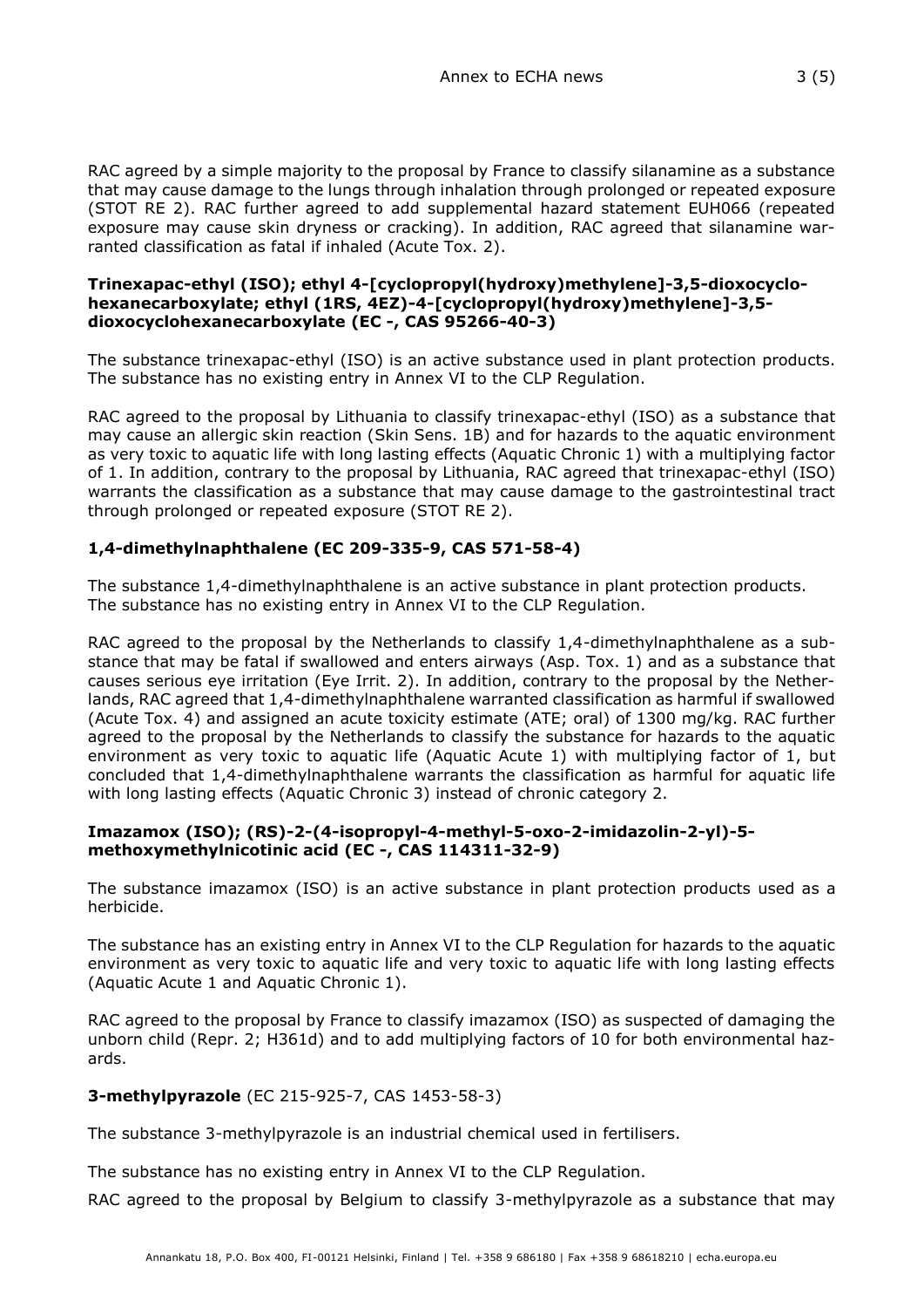RAC agreed by a simple majority to the proposal by France to classify silanamine as a substance that may cause damage to the lungs through inhalation through prolonged or repeated exposure (STOT RE 2). RAC further agreed to add supplemental hazard statement EUH066 (repeated exposure may cause skin dryness or cracking). In addition, RAC agreed that silanamine warranted classification as fatal if inhaled (Acute Tox. 2).

**Trinexapac-ethyl (ISO); ethyl 4-[cyclopropyl(hydroxy)methylene]-3,5-dioxocyclohexanecarboxylate; ethyl (1RS, 4EZ)-4-[cyclopropyl(hydroxy)methylene]-3,5-dioxocyclohexanecarboxylate (EC -, CAS 95266-40-3)**

The substance trinexapac-ethyl (ISO) is an active substance used in plant protection products. The substance has no existing entry in Annex VI to the CLP Regulation.

RAC agreed to the proposal by Lithuania to classify trinexapac-ethyl (ISO) as a substance that may cause an allergic skin reaction (Skin Sens. 1B) and for hazards to the aquatic environment as very toxic to aquatic life with long lasting effects (Aquatic Chronic 1) with a multiplying factor of 1. In addition, contrary to the proposal by Lithuania, RAC agreed that trinexapac-ethyl (ISO) warrants the classification as a substance that may cause damage to the gastrointestinal tract through prolonged or repeated exposure (STOT RE 2).

**1,4-dimethylnaphthalene (EC 209-335-9, CAS 571-58-4)**

The substance 1,4-dimethylnaphthalene is an active substance in plant protection products. The substance has no existing entry in Annex VI to the CLP Regulation.

RAC agreed to the proposal by the Netherlands to classify 1,4-dimethylnaphthalene as a substance that may be fatal if swallowed and enters airways (Asp. Tox. 1) and as a substance that causes serious eye irritation (Eye Irrit. 2). In addition, contrary to the proposal by the Netherlands, RAC agreed that 1,4-dimethylnaphthalene warranted classification as harmful if swallowed (Acute Tox. 4) and assigned an acute toxicity estimate (ATE; oral) of 1300 mg/kg. RAC further agreed to the proposal by the Netherlands to classify the substance for hazards to the aquatic environment as very toxic to aquatic life (Aquatic Acute 1) with multiplying factor of 1, but concluded that 1,4-dimethylnaphthalene warrants the classification as harmful for aquatic life with long lasting effects (Aquatic Chronic 3) instead of chronic category 2.

**Imazamox (ISO); (RS)-2-(4-isopropyl-4-methyl-5-oxo-2-imidazolin-2-yl)-5-methoxymethylnicotinic acid (EC -, CAS 114311-32-9)**

The substance imazamox (ISO) is an active substance in plant protection products used as a herbicide.

The substance has an existing entry in Annex VI to the CLP Regulation for hazards to the aquatic environment as very toxic to aquatic life and very toxic to aquatic life with long lasting effects (Aquatic Acute 1 and Aquatic Chronic 1).

RAC agreed to the proposal by France to classify imazamox (ISO) as suspected of damaging the unborn child (Repr. 2; H361d) and to add multiplying factors of 10 for both environmental hazards.

**3-methylpyrazole** (EC 215-925-7, CAS 1453-58-3)

The substance 3-methylpyrazole is an industrial chemical used in fertilisers.

The substance has no existing entry in Annex VI to the CLP Regulation.

RAC agreed to the proposal by Belgium to classify 3-methylpyrazole as a substance that may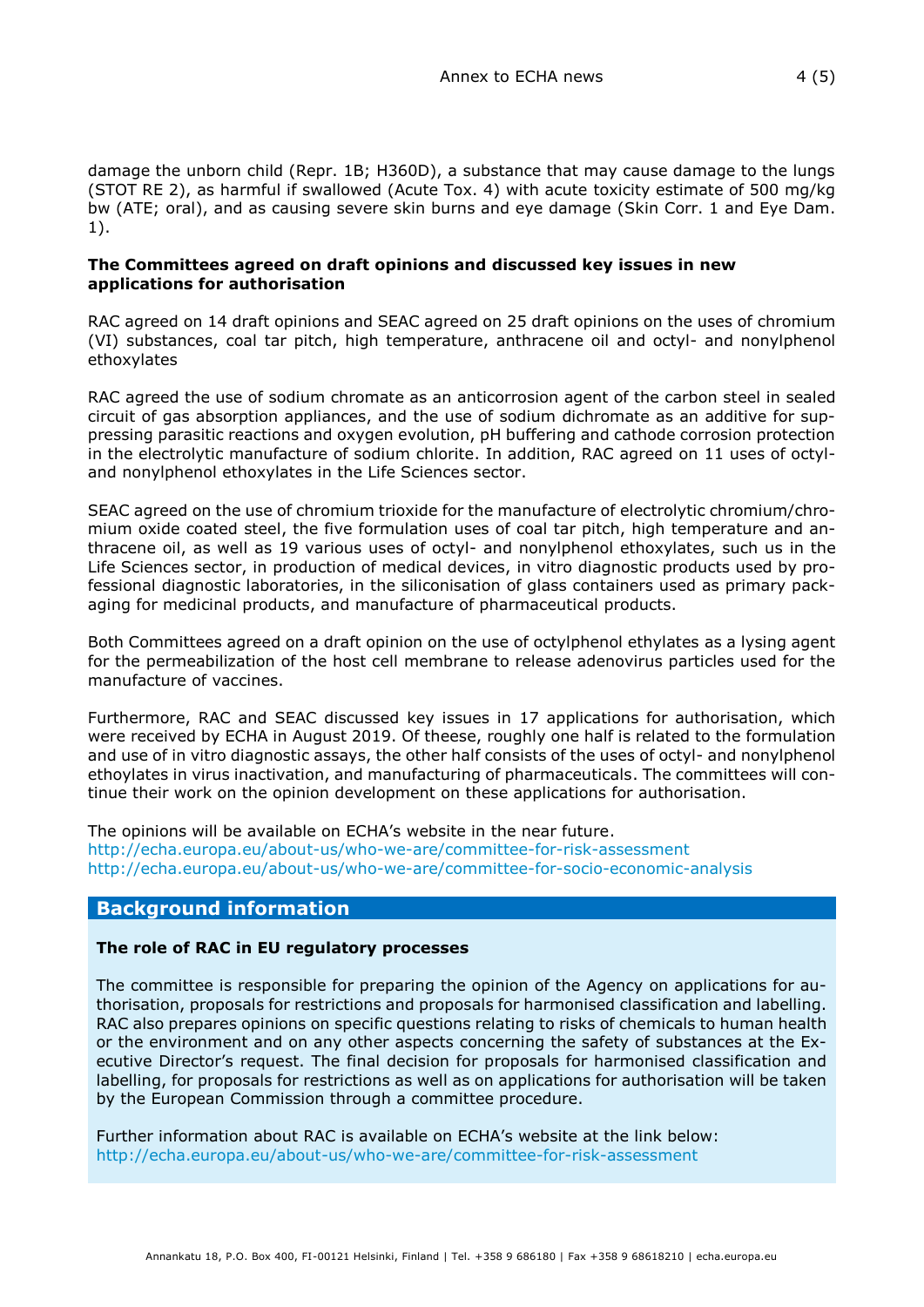damage the unborn child (Repr. 1B; H360D), a substance that may cause damage to the lungs (STOT RE 2), as harmful if swallowed (Acute Tox. 4) with acute toxicity estimate of 500 mg/kg bw (ATE; oral), and as causing severe skin burns and eye damage (Skin Corr. 1 and Eye Dam. 1).

**The Committees agreed on draft opinions and discussed key issues in new applications for authorisation**

RAC agreed on 14 draft opinions and SEAC agreed on 25 draft opinions on the uses of chromium (VI) substances, coal tar pitch, high temperature, anthracene oil and octyl- and nonylphenol ethoxylates

RAC agreed the use of sodium chromate as an anticorrosion agent of the carbon steel in sealed circuit of gas absorption appliances, and the use of sodium dichromate as an additive for suppressing parasitic reactions and oxygen evolution, pH buffering and cathode corrosion protection in the electrolytic manufacture of sodium chlorite. In addition, RAC agreed on 11 uses of octyl- and nonylphenol ethoxylates in the Life Sciences sector.

SEAC agreed on the use of chromium trioxide for the manufacture of electrolytic chromium/chromium oxide coated steel, the five formulation uses of coal tar pitch, high temperature and anthracene oil, as well as 19 various uses of octyl- and nonylphenol ethoxylates, such us in the Life Sciences sector, in production of medical devices, in vitro diagnostic products used by professional diagnostic laboratories, in the siliconisation of glass containers used as primary packaging for medicinal products, and manufacture of pharmaceutical products.

Both Committees agreed on a draft opinion on the use of octylphenol ethylates as a lysing agent for the permeabilization of the host cell membrane to release adenovirus particles used for the manufacture of vaccines.

Furthermore, RAC and SEAC discussed key issues in 17 applications for authorisation, which were received by ECHA in August 2019. Of theese, roughly one half is related to the formulation and use of in vitro diagnostic assays, the other half consists of the uses of octyl- and nonylphenol ethoylates in virus inactivation, and manufacturing of pharmaceuticals. The committees will continue their work on the opinion development on these applications for authorisation.

The opinions will be available on ECHA's website in the near future.
http://echa.europa.eu/about-us/who-we-are/committee-for-risk-assessment
http://echa.europa.eu/about-us/who-we-are/committee-for-socio-economic-analysis

## Background information

**The role of RAC in EU regulatory processes**

The committee is responsible for preparing the opinion of the Agency on applications for authorisation, proposals for restrictions and proposals for harmonised classification and labelling. RAC also prepares opinions on specific questions relating to risks of chemicals to human health or the environment and on any other aspects concerning the safety of substances at the Executive Director's request. The final decision for proposals for harmonised classification and labelling, for proposals for restrictions as well as on applications for authorisation will be taken by the European Commission through a committee procedure.

Further information about RAC is available on ECHA's website at the link below:
http://echa.europa.eu/about-us/who-we-are/committee-for-risk-assessment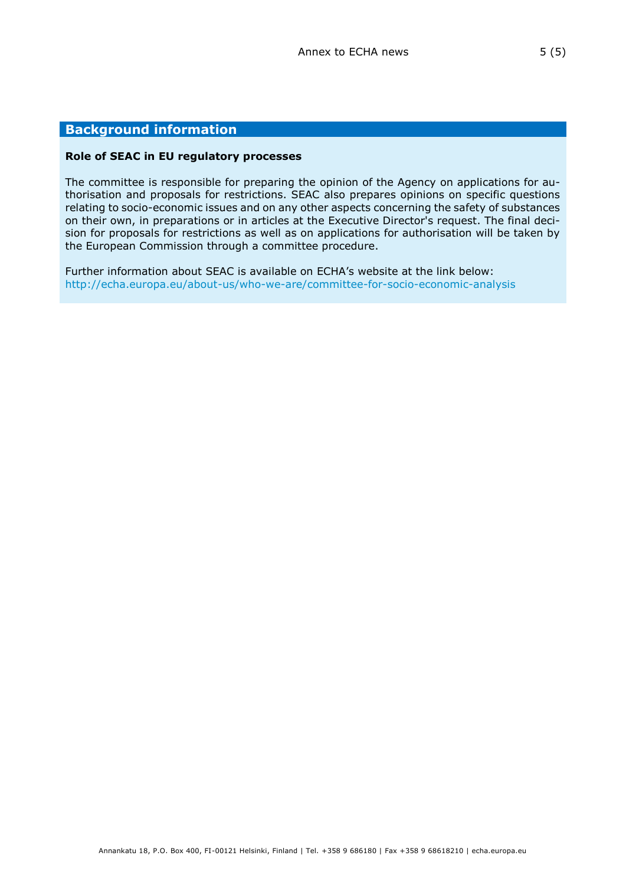## Background information

**Role of SEAC in EU regulatory processes**

The committee is responsible for preparing the opinion of the Agency on applications for authorisation and proposals for restrictions. SEAC also prepares opinions on specific questions relating to socio-economic issues and on any other aspects concerning the safety of substances on their own, in preparations or in articles at the Executive Director's request. The final decision for proposals for restrictions as well as on applications for authorisation will be taken by the European Commission through a committee procedure.

Further information about SEAC is available on ECHA's website at the link below:
http://echa.europa.eu/about-us/who-we-are/committee-for-socio-economic-analysis